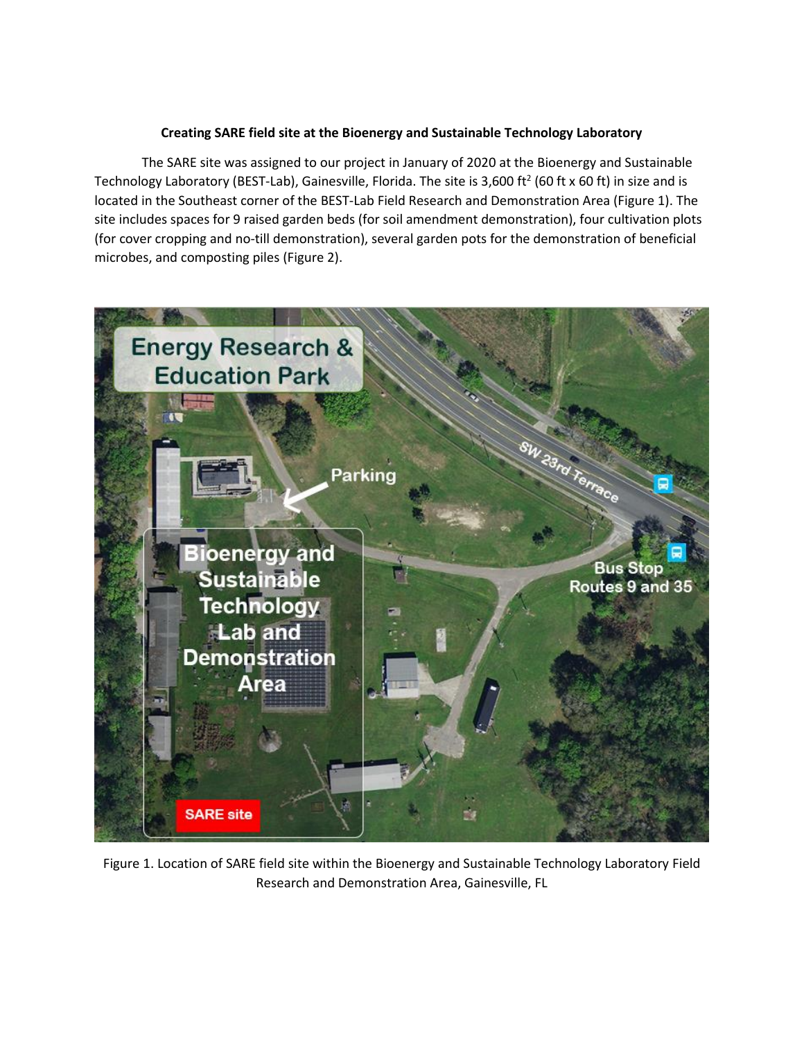**Creating SARE field site at the Bioenergy and Sustainable Technology Laboratory**

The SARE site was assigned to our project in January of 2020 at the Bioenergy and Sustainable Technology Laboratory (BEST-Lab), Gainesville, Florida. The site is 3,600 ft$^2$ (60 ft x 60 ft) in size and is located in the Southeast corner of the BEST-Lab Field Research and Demonstration Area (Figure 1). The site includes spaces for 9 raised garden beds (for soil amendment demonstration), four cultivation plots (for cover cropping and no-till demonstration), several garden pots for the demonstration of beneficial microbes, and composting piles (Figure 2).

Figure 1. Location of SARE field site within the Bioenergy and Sustainable Technology Laboratory Field Research and Demonstration Area, Gainesville, FL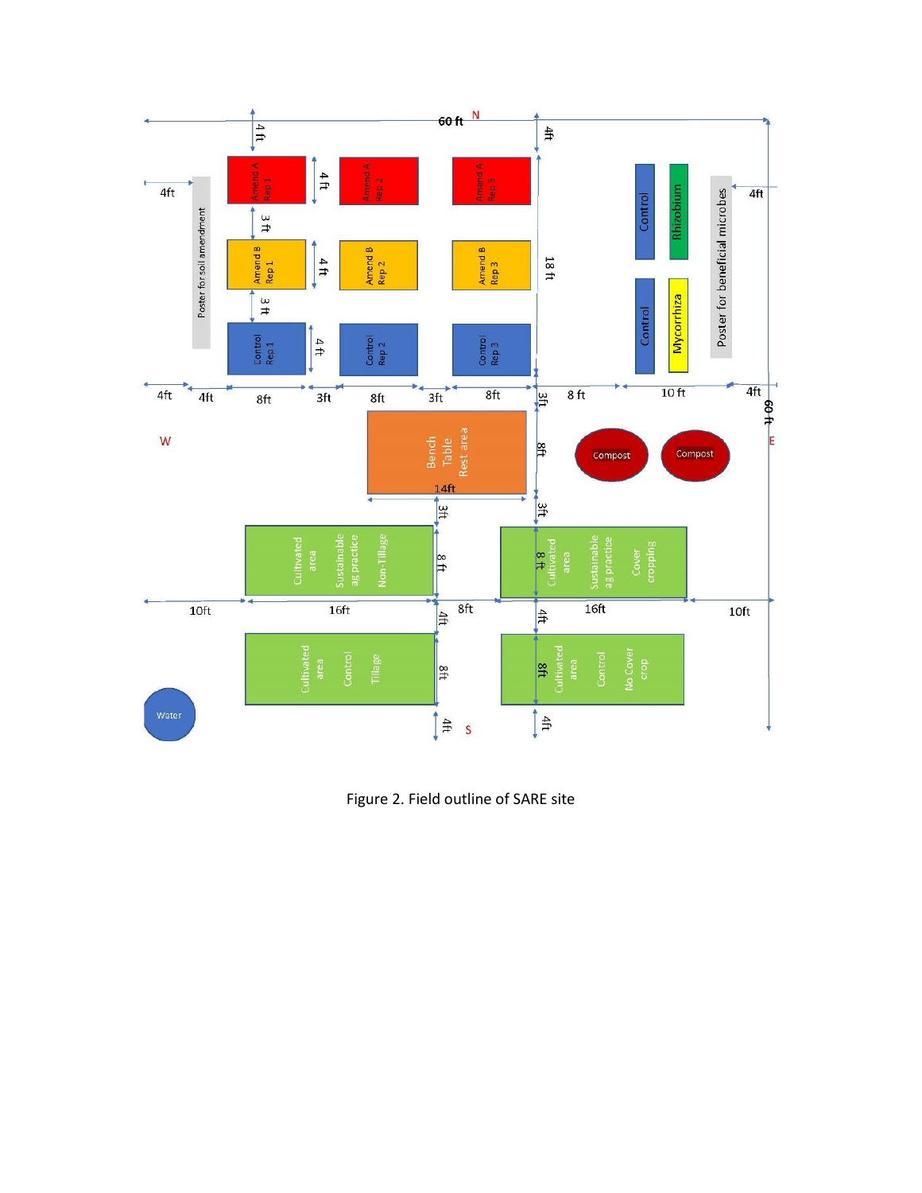Figure 2. Field outline of SARE site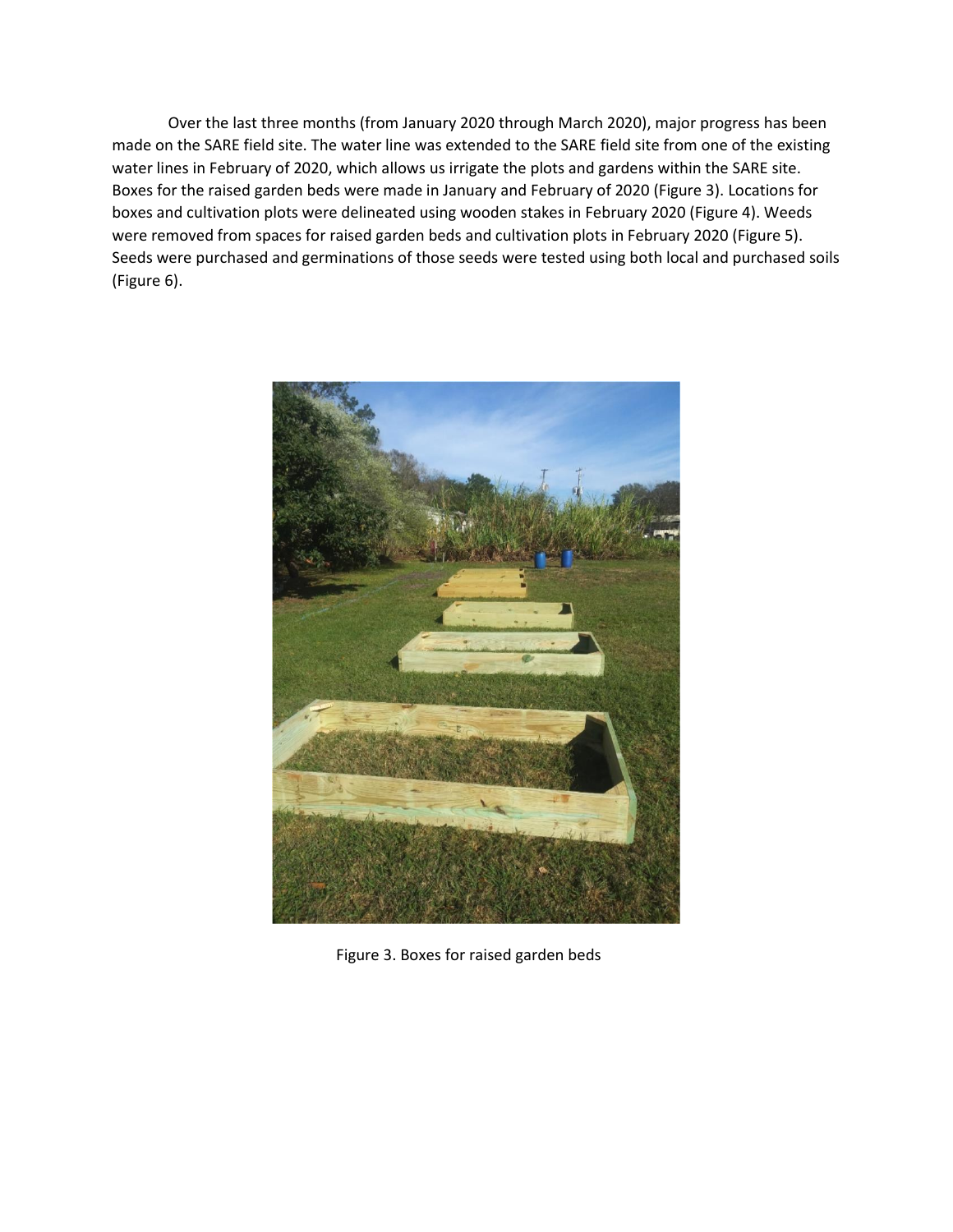Over the last three months (from January 2020 through March 2020), major progress has been made on the SARE field site. The water line was extended to the SARE field site from one of the existing water lines in February of 2020, which allows us irrigate the plots and gardens within the SARE site. Boxes for the raised garden beds were made in January and February of 2020 (Figure 3). Locations for boxes and cultivation plots were delineated using wooden stakes in February 2020 (Figure 4). Weeds were removed from spaces for raised garden beds and cultivation plots in February 2020 (Figure 5). Seeds were purchased and germinations of those seeds were tested using both local and purchased soils (Figure 6).

Figure 3. Boxes for raised garden beds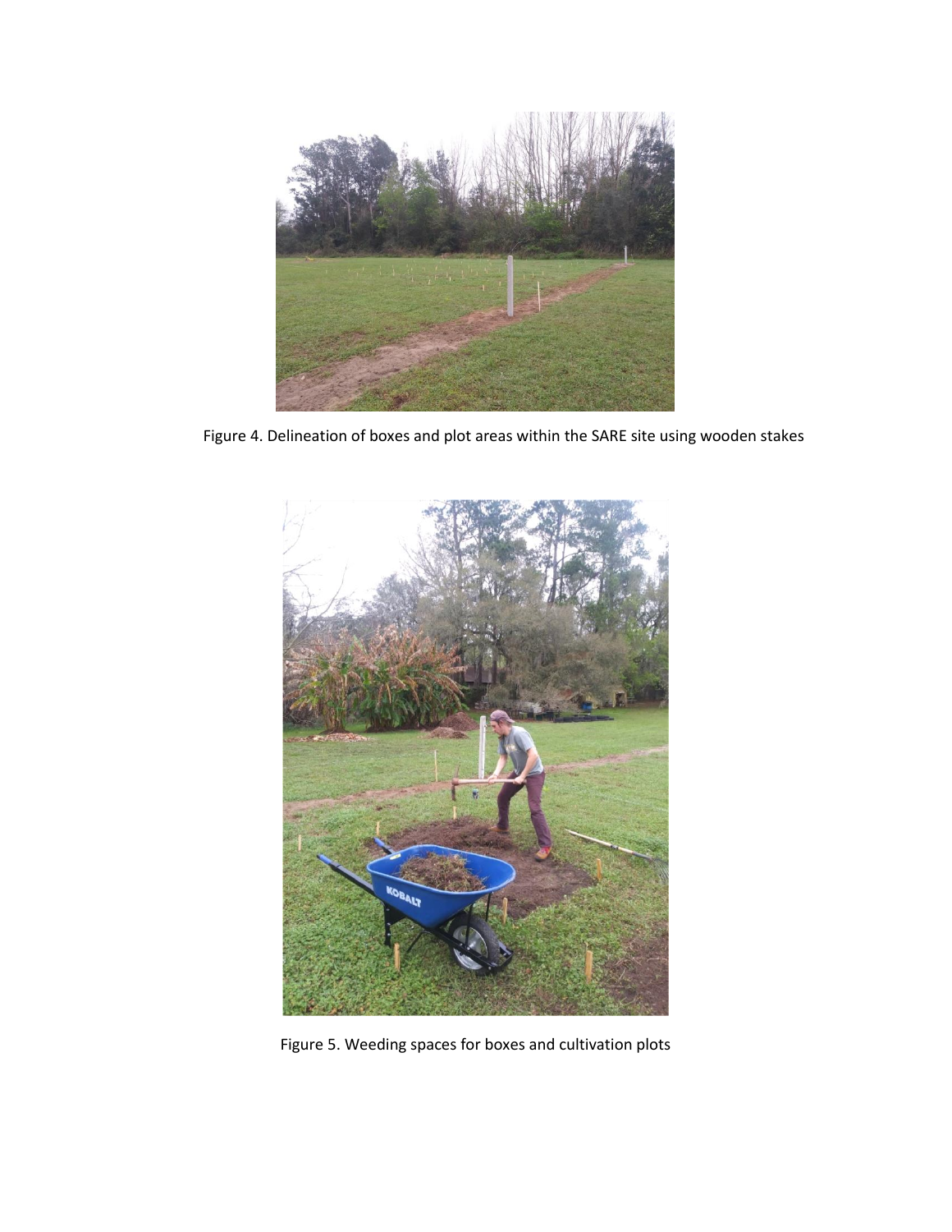Figure 4. Delineation of boxes and plot areas within the SARE site using wooden stakes

Figure 5. Weeding spaces for boxes and cultivation plots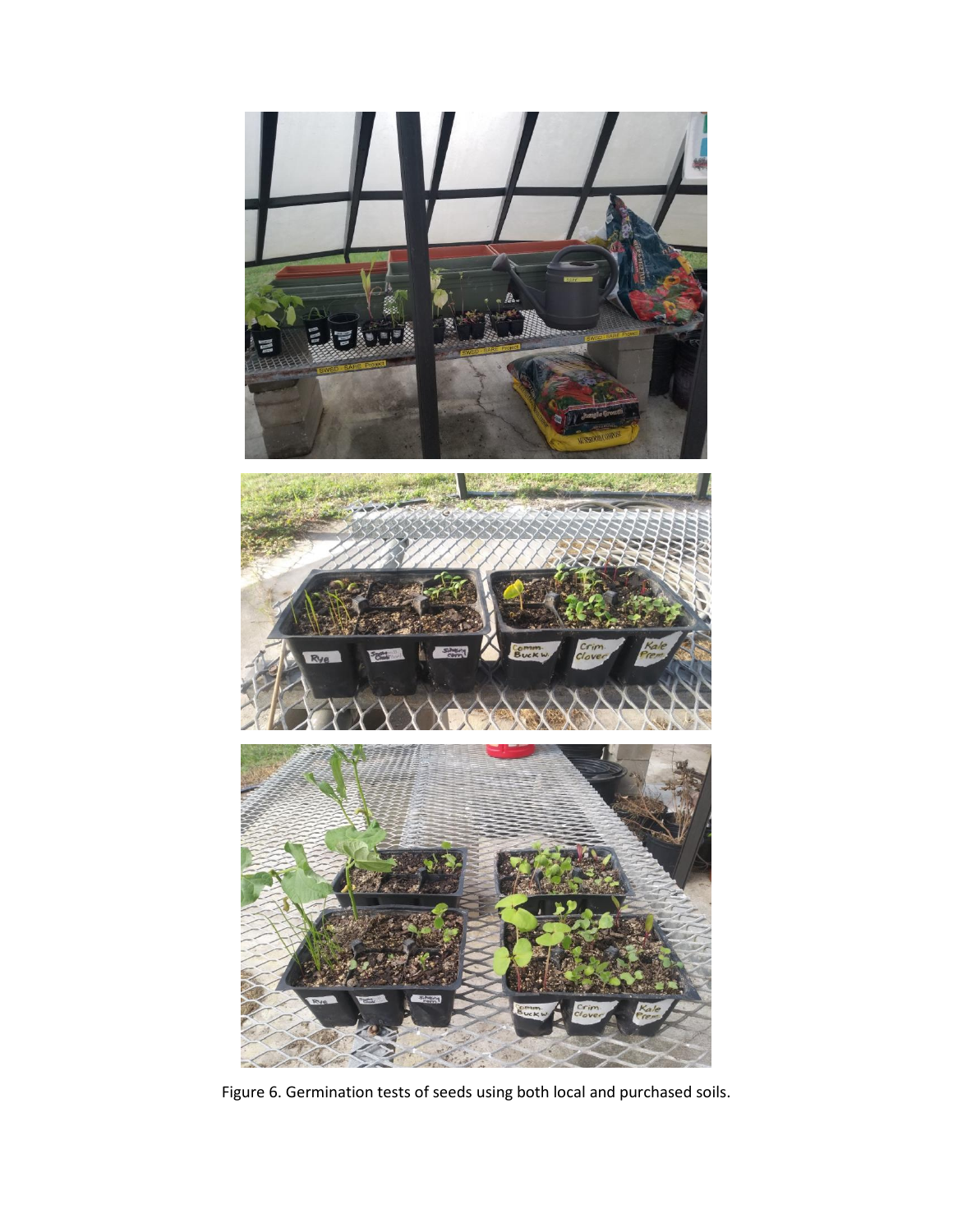Figure 6. Germination tests of seeds using both local and purchased soils.